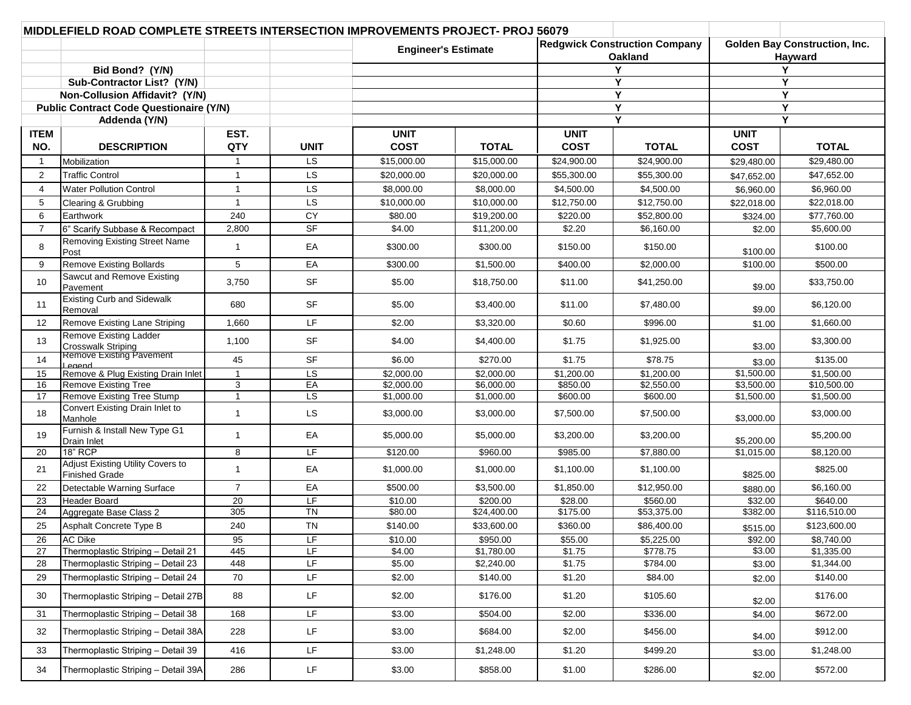| MIDDLEFIELD ROAD COMPLETE STREETS INTERSECTION IMPROVEMENTS PROJECT- PROJ 56079 | | | | | | | | | |
|---|---|---|---|---|---|---|---|---|---|
| | | | | **Engineer's Estimate** | | **Redgwick Construction Company Oakland** | | **Golden Bay Construction, Inc. Hayward** | |
| | **Bid Bond? (Y/N)** | | | | | Y | | Y | |
| | **Sub-Contractor List? (Y/N)** | | | | | Y | | Y | |
| | **Non-Collusion Affidavit? (Y/N)** | | | | | Y | | Y | |
| | **Public Contract Code Questionaire (Y/N)** | | | | | Y | | Y | |
| | **Addenda (Y/N)** | | | | | Y | | Y | |
| **ITEM NO.** | **DESCRIPTION** | **EST. QTY** | **UNIT** | **UNIT COST** | **TOTAL** | **UNIT COST** | **TOTAL** | **UNIT COST** | **TOTAL** |
| 1 | Mobilization | 1 | LS | $15,000.00 | $15,000.00 | $24,900.00 | $24,900.00 | $29,480.00 | $29,480.00 |
| 2 | Traffic Control | 1 | LS | $20,000.00 | $20,000.00 | $55,300.00 | $55,300.00 | $47,652.00 | $47,652.00 |
| 4 | Water Pollution Control | 1 | LS | $8,000.00 | $8,000.00 | $4,500.00 | $4,500.00 | $6,960.00 | $6,960.00 |
| 5 | Clearing & Grubbing | 1 | LS | $10,000.00 | $10,000.00 | $12,750.00 | $12,750.00 | $22,018.00 | $22,018.00 |
| 6 | Earthwork | 240 | CY | $80.00 | $19,200.00 | $220.00 | $52,800.00 | $324.00 | $77,760.00 |
| 7 | 6" Scarify Subbase & Recompact | 2,800 | SF | $4.00 | $11,200.00 | $2.20 | $6,160.00 | $2.00 | $5,600.00 |
| 8 | Removing Existing Street Name Post | 1 | EA | $300.00 | $300.00 | $150.00 | $150.00 | $100.00 | $100.00 |
| 9 | Remove Existing Bollards | 5 | EA | $300.00 | $1,500.00 | $400.00 | $2,000.00 | $100.00 | $500.00 |
| 10 | Sawcut and Remove Existing Pavement | 3,750 | SF | $5.00 | $18,750.00 | $11.00 | $41,250.00 | $9.00 | $33,750.00 |
| 11 | Existing Curb and Sidewalk Removal | 680 | SF | $5.00 | $3,400.00 | $11.00 | $7,480.00 | $9.00 | $6,120.00 |
| 12 | Remove Existing Lane Striping | 1,660 | LF | $2.00 | $3,320.00 | $0.60 | $996.00 | $1.00 | $1,660.00 |
| 13 | Remove Existing Ladder Crosswalk Striping | 1,100 | SF | $4.00 | $4,400.00 | $1.75 | $1,925.00 | $3.00 | $3,300.00 |
| 14 | Remove Existing Pavement Legend | 45 | SF | $6.00 | $270.00 | $1.75 | $78.75 | $3.00 | $135.00 |
| 15 | Remove & Plug Existing Drain Inlet | 1 | LS | $2,000.00 | $2,000.00 | $1,200.00 | $1,200.00 | $1,500.00 | $1,500.00 |
| 16 | Remove Existing Tree | 3 | EA | $2,000.00 | $6,000.00 | $850.00 | $2,550.00 | $3,500.00 | $10,500.00 |
| 17 | Remove Existing Tree Stump | 1 | LS | $1,000.00 | $1,000.00 | $600.00 | $600.00 | $1,500.00 | $1,500.00 |
| 18 | Convert Existing Drain Inlet to Manhole | 1 | LS | $3,000.00 | $3,000.00 | $7,500.00 | $7,500.00 | $3,000.00 | $3,000.00 |
| 19 | Furnish & Install New Type G1 Drain Inlet | 1 | EA | $5,000.00 | $5,000.00 | $3,200.00 | $3,200.00 | $5,200.00 | $5,200.00 |
| 20 | 18" RCP | 8 | LF | $120.00 | $960.00 | $985.00 | $7,880.00 | $1,015.00 | $8,120.00 |
| 21 | Adjust Existing Utility Covers to Finished Grade | 1 | EA | $1,000.00 | $1,000.00 | $1,100.00 | $1,100.00 | $825.00 | $825.00 |
| 22 | Detectable Warning Surface | 7 | EA | $500.00 | $3,500.00 | $1,850.00 | $12,950.00 | $880.00 | $6,160.00 |
| 23 | Header Board | 20 | LF | $10.00 | $200.00 | $28.00 | $560.00 | $32.00 | $640.00 |
| 24 | Aggregate Base Class 2 | 305 | TN | $80.00 | $24,400.00 | $175.00 | $53,375.00 | $382.00 | $116,510.00 |
| 25 | Asphalt Concrete Type B | 240 | TN | $140.00 | $33,600.00 | $360.00 | $86,400.00 | $515.00 | $123,600.00 |
| 26 | AC Dike | 95 | LF | $10.00 | $950.00 | $55.00 | $5,225.00 | $92.00 | $8,740.00 |
| 27 | Thermoplastic Striping – Detail 21 | 445 | LF | $4.00 | $1,780.00 | $1.75 | $778.75 | $3.00 | $1,335.00 |
| 28 | Thermoplastic Striping – Detail 23 | 448 | LF | $5.00 | $2,240.00 | $1.75 | $784.00 | $3.00 | $1,344.00 |
| 29 | Thermoplastic Striping – Detail 24 | 70 | LF | $2.00 | $140.00 | $1.20 | $84.00 | $2.00 | $140.00 |
| 30 | Thermoplastic Striping – Detail 27B | 88 | LF | $2.00 | $176.00 | $1.20 | $105.60 | $2.00 | $176.00 |
| 31 | Thermoplastic Striping – Detail 38 | 168 | LF | $3.00 | $504.00 | $2.00 | $336.00 | $4.00 | $672.00 |
| 32 | Thermoplastic Striping – Detail 38A | 228 | LF | $3.00 | $684.00 | $2.00 | $456.00 | $4.00 | $912.00 |
| 33 | Thermoplastic Striping – Detail 39 | 416 | LF | $3.00 | $1,248.00 | $1.20 | $499.20 | $3.00 | $1,248.00 |
| 34 | Thermoplastic Striping – Detail 39A | 286 | LF | $3.00 | $858.00 | $1.00 | $286.00 | $2.00 | $572.00 |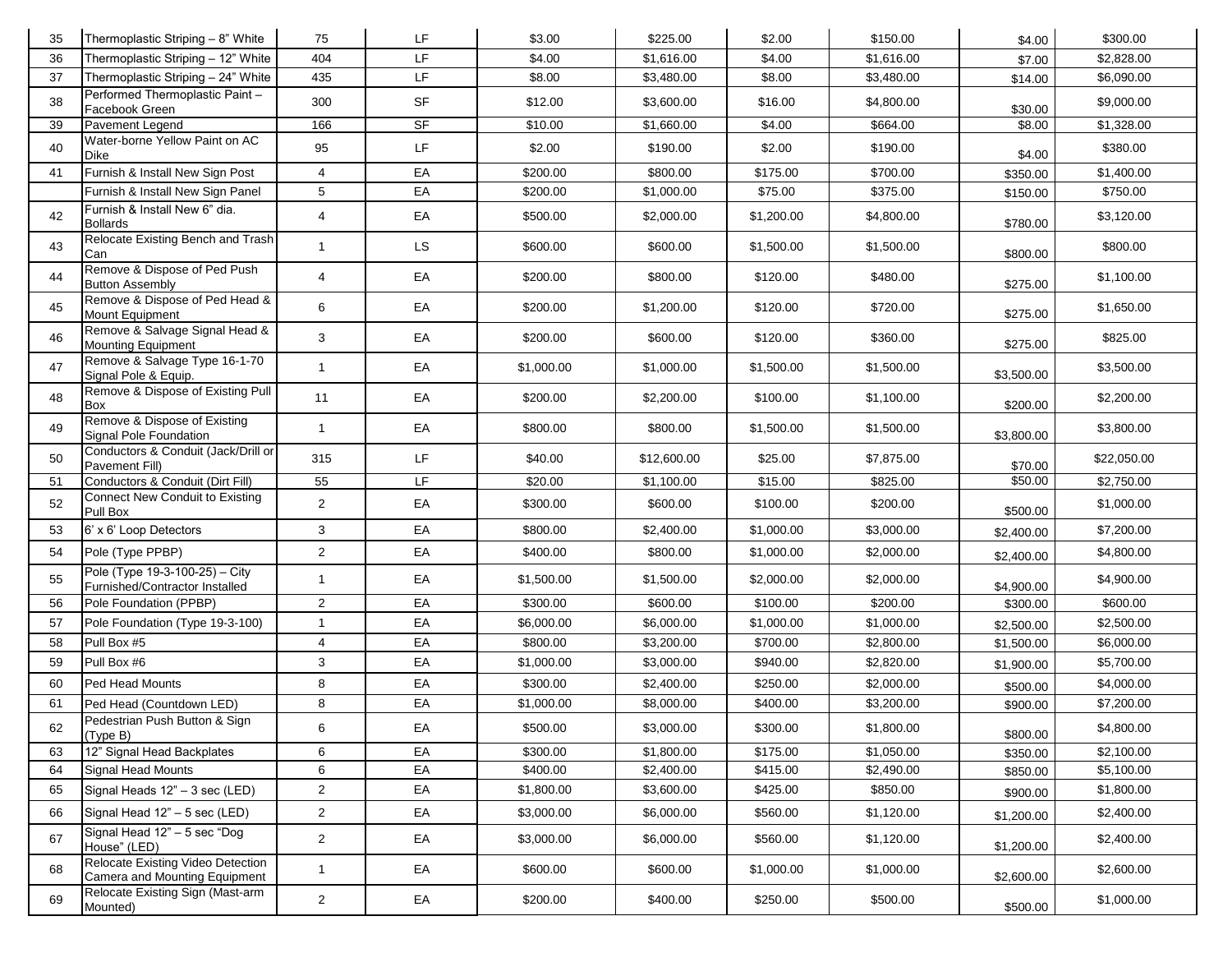| 35 | Thermoplastic Striping – 8" White | 75 | LF | $3.00 | $225.00 | $2.00 | $150.00 | $4.00 | $300.00 |
|---|---|---|---|---|---|---|---|---|---|
| 36 | Thermoplastic Striping – 12" White | 404 | LF | $4.00 | $1,616.00 | $4.00 | $1,616.00 | $7.00 | $2,828.00 |
| 37 | Thermoplastic Striping – 24" White | 435 | LF | $8.00 | $3,480.00 | $8.00 | $3,480.00 | $14.00 | $6,090.00 |
| 38 | Performed Thermoplastic Paint – Facebook Green | 300 | SF | $12.00 | $3,600.00 | $16.00 | $4,800.00 | $30.00 | $9,000.00 |
| 39 | Pavement Legend | 166 | SF | $10.00 | $1,660.00 | $4.00 | $664.00 | $8.00 | $1,328.00 |
| 40 | Water-borne Yellow Paint on AC Dike | 95 | LF | $2.00 | $190.00 | $2.00 | $190.00 | $4.00 | $380.00 |
| 41 | Furnish & Install New Sign Post | 4 | EA | $200.00 | $800.00 | $175.00 | $700.00 | $350.00 | $1,400.00 |
| | Furnish & Install New Sign Panel | 5 | EA | $200.00 | $1,000.00 | $75.00 | $375.00 | $150.00 | $750.00 |
| 42 | Furnish & Install New 6" dia. Bollards | 4 | EA | $500.00 | $2,000.00 | $1,200.00 | $4,800.00 | $780.00 | $3,120.00 |
| 43 | Relocate Existing Bench and Trash Can | 1 | LS | $600.00 | $600.00 | $1,500.00 | $1,500.00 | $800.00 | $800.00 |
| 44 | Remove & Dispose of Ped Push Button Assembly | 4 | EA | $200.00 | $800.00 | $120.00 | $480.00 | $275.00 | $1,100.00 |
| 45 | Remove & Dispose of Ped Head & Mount Equipment | 6 | EA | $200.00 | $1,200.00 | $120.00 | $720.00 | $275.00 | $1,650.00 |
| 46 | Remove & Salvage Signal Head & Mounting Equipment | 3 | EA | $200.00 | $600.00 | $120.00 | $360.00 | $275.00 | $825.00 |
| 47 | Remove & Salvage Type 16-1-70 Signal Pole & Equip. | 1 | EA | $1,000.00 | $1,000.00 | $1,500.00 | $1,500.00 | $3,500.00 | $3,500.00 |
| 48 | Remove & Dispose of Existing Pull Box | 11 | EA | $200.00 | $2,200.00 | $100.00 | $1,100.00 | $200.00 | $2,200.00 |
| 49 | Remove & Dispose of Existing Signal Pole Foundation | 1 | EA | $800.00 | $800.00 | $1,500.00 | $1,500.00 | $3,800.00 | $3,800.00 |
| 50 | Conductors & Conduit (Jack/Drill or Pavement Fill) | 315 | LF | $40.00 | $12,600.00 | $25.00 | $7,875.00 | $70.00 | $22,050.00 |
| 51 | Conductors & Conduit (Dirt Fill) | 55 | LF | $20.00 | $1,100.00 | $15.00 | $825.00 | $50.00 | $2,750.00 |
| 52 | Connect New Conduit to Existing Pull Box | 2 | EA | $300.00 | $600.00 | $100.00 | $200.00 | $500.00 | $1,000.00 |
| 53 | 6' x 6' Loop Detectors | 3 | EA | $800.00 | $2,400.00 | $1,000.00 | $3,000.00 | $2,400.00 | $7,200.00 |
| 54 | Pole (Type PPBP) | 2 | EA | $400.00 | $800.00 | $1,000.00 | $2,000.00 | $2,400.00 | $4,800.00 |
| 55 | Pole (Type 19-3-100-25) – City Furnished/Contractor Installed | 1 | EA | $1,500.00 | $1,500.00 | $2,000.00 | $2,000.00 | $4,900.00 | $4,900.00 |
| 56 | Pole Foundation (PPBP) | 2 | EA | $300.00 | $600.00 | $100.00 | $200.00 | $300.00 | $600.00 |
| 57 | Pole Foundation (Type 19-3-100) | 1 | EA | $6,000.00 | $6,000.00 | $1,000.00 | $1,000.00 | $2,500.00 | $2,500.00 |
| 58 | Pull Box #5 | 4 | EA | $800.00 | $3,200.00 | $700.00 | $2,800.00 | $1,500.00 | $6,000.00 |
| 59 | Pull Box #6 | 3 | EA | $1,000.00 | $3,000.00 | $940.00 | $2,820.00 | $1,900.00 | $5,700.00 |
| 60 | Ped Head Mounts | 8 | EA | $300.00 | $2,400.00 | $250.00 | $2,000.00 | $500.00 | $4,000.00 |
| 61 | Ped Head (Countdown LED) | 8 | EA | $1,000.00 | $8,000.00 | $400.00 | $3,200.00 | $900.00 | $7,200.00 |
| 62 | Pedestrian Push Button & Sign (Type B) | 6 | EA | $500.00 | $3,000.00 | $300.00 | $1,800.00 | $800.00 | $4,800.00 |
| 63 | 12" Signal Head Backplates | 6 | EA | $300.00 | $1,800.00 | $175.00 | $1,050.00 | $350.00 | $2,100.00 |
| 64 | Signal Head Mounts | 6 | EA | $400.00 | $2,400.00 | $415.00 | $2,490.00 | $850.00 | $5,100.00 |
| 65 | Signal Heads 12" – 3 sec (LED) | 2 | EA | $1,800.00 | $3,600.00 | $425.00 | $850.00 | $900.00 | $1,800.00 |
| 66 | Signal Head 12" – 5 sec (LED) | 2 | EA | $3,000.00 | $6,000.00 | $560.00 | $1,120.00 | $1,200.00 | $2,400.00 |
| 67 | Signal Head 12" – 5 sec "Dog House" (LED) | 2 | EA | $3,000.00 | $6,000.00 | $560.00 | $1,120.00 | $1,200.00 | $2,400.00 |
| 68 | Relocate Existing Video Detection Camera and Mounting Equipment | 1 | EA | $600.00 | $600.00 | $1,000.00 | $1,000.00 | $2,600.00 | $2,600.00 |
| 69 | Relocate Existing Sign (Mast-arm Mounted) | 2 | EA | $200.00 | $400.00 | $250.00 | $500.00 | $500.00 | $1,000.00 |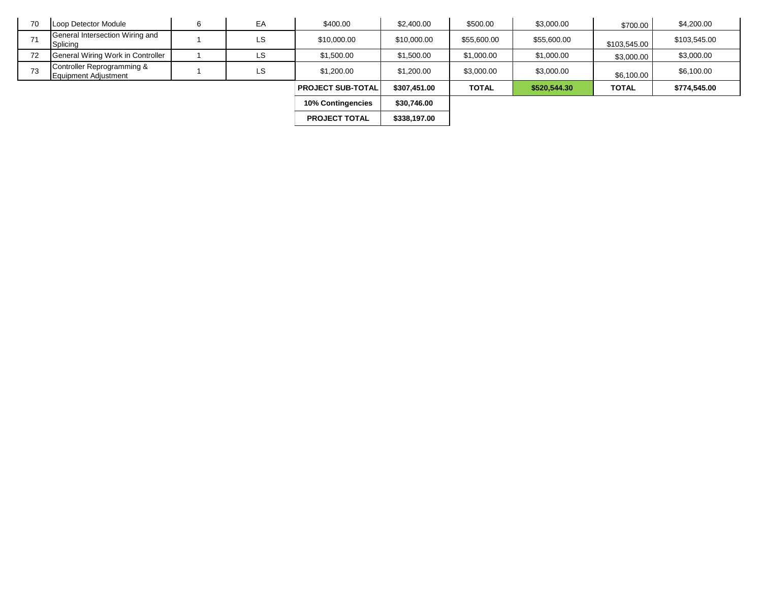| | | | | | | | | | |
|---|---|---|---|---|---|---|---|---|---|
| 70 | Loop Detector Module | 6 | EA | $400.00 | $2,400.00 | $500.00 | $3,000.00 | $700.00 | $4,200.00 |
| 71 | General Intersection Wiring and Splicing | 1 | LS | $10,000.00 | $10,000.00 | $55,600.00 | $55,600.00 | $103,545.00 | $103,545.00 |
| 72 | General Wiring Work in Controller | 1 | LS | $1,500.00 | $1,500.00 | $1,000.00 | $1,000.00 | $3,000.00 | $3,000.00 |
| 73 | Controller Reprogramming & Equipment Adjustment | 1 | LS | $1,200.00 | $1,200.00 | $3,000.00 | $3,000.00 | $6,100.00 | $6,100.00 |
| | | | | **PROJECT SUB-TOTAL** | **$307,451.00** | **TOTAL** | **$520,544.30** | **TOTAL** | **$774,545.00** |
| | | | | **10% Contingencies** | **$30,746.00** | | | | |
| | | | | **PROJECT TOTAL** | **$338,197.00** | | | | |